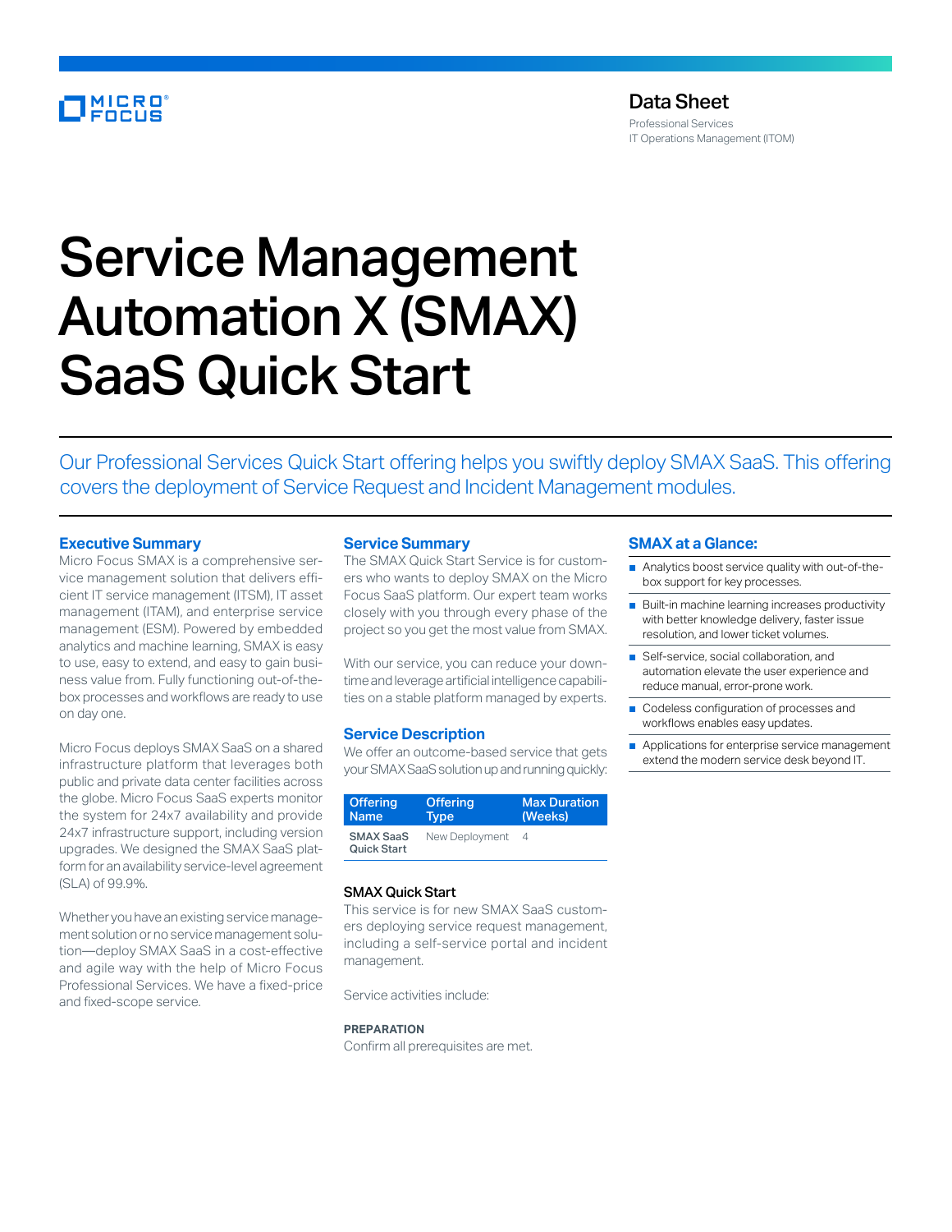Data Sheet
Professional Services
IT Operations Management (ITOM)

# Service Management Automation X (SMAX) SaaS Quick Start

Our Professional Services Quick Start offering helps you swiftly deploy SMAX SaaS. This offering covers the deployment of Service Request and Incident Management modules.

## Executive Summary

Micro Focus SMAX is a comprehensive service management solution that delivers efficient IT service management (ITSM), IT asset management (ITAM), and enterprise service management (ESM). Powered by embedded analytics and machine learning, SMAX is easy to use, easy to extend, and easy to gain business value from. Fully functioning out-of-the-box processes and workflows are ready to use on day one.

Micro Focus deploys SMAX SaaS on a shared infrastructure platform that leverages both public and private data center facilities across the globe. Micro Focus SaaS experts monitor the system for 24x7 availability and provide 24x7 infrastructure support, including version upgrades. We designed the SMAX SaaS platform for an availability service-level agreement (SLA) of 99.9%.

Whether you have an existing service management solution or no service management solution—deploy SMAX SaaS in a cost-effective and agile way with the help of Micro Focus Professional Services. We have a fixed-price and fixed-scope service.

## Service Summary

The SMAX Quick Start Service is for customers who wants to deploy SMAX on the Micro Focus SaaS platform. Our expert team works closely with you through every phase of the project so you get the most value from SMAX.

With our service, you can reduce your downtime and leverage artificial intelligence capabilities on a stable platform managed by experts.

## Service Description

We offer an outcome-based service that gets your SMAX SaaS solution up and running quickly:

| Offering Name | Offering Type | Max Duration (Weeks) |
|---|---|---|
| **SMAX SaaS Quick Start** | New Deployment | 4 |

### SMAX Quick Start

This service is for new SMAX SaaS customers deploying service request management, including a self-service portal and incident management.

Service activities include:

**PREPARATION**

Confirm all prerequisites are met.

## SMAX at a Glance:

- Analytics boost service quality with out-of-the-box support for key processes.
- Built-in machine learning increases productivity with better knowledge delivery, faster issue resolution, and lower ticket volumes.
- Self-service, social collaboration, and automation elevate the user experience and reduce manual, error-prone work.
- Codeless configuration of processes and workflows enables easy updates.
- Applications for enterprise service management extend the modern service desk beyond IT.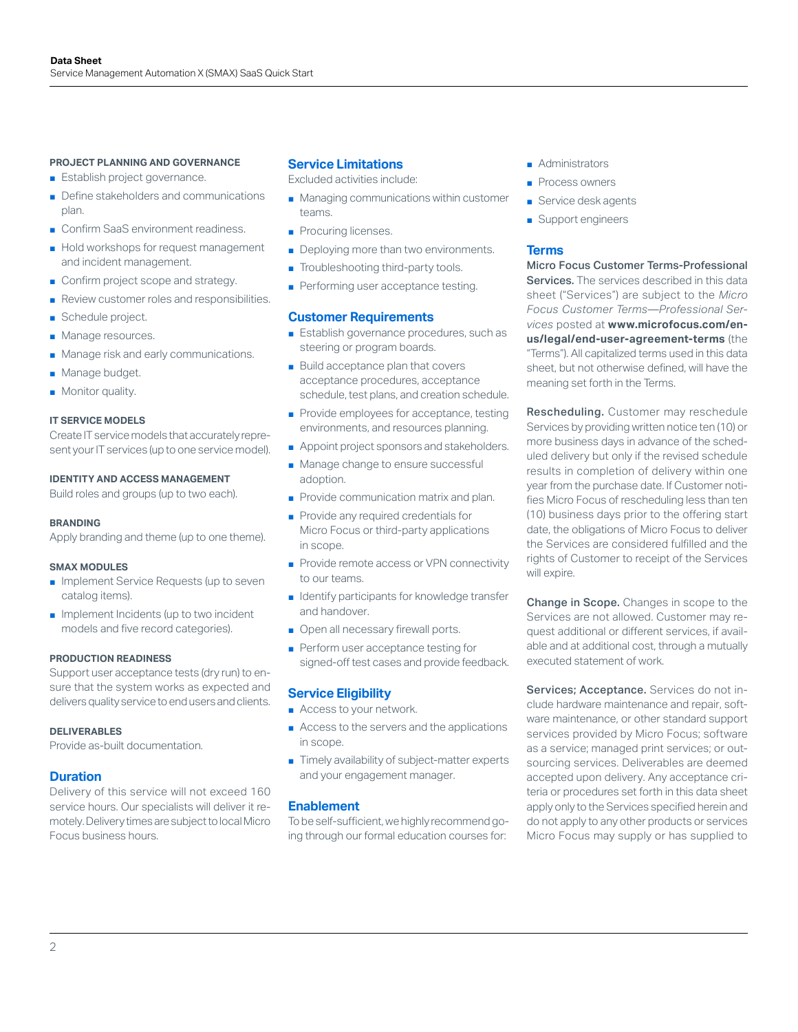#### PROJECT PLANNING AND GOVERNANCE

- Establish project governance.
- Define stakeholders and communications plan.
- Confirm SaaS environment readiness.
- Hold workshops for request management and incident management.
- Confirm project scope and strategy.
- Review customer roles and responsibilities.
- Schedule project.
- Manage resources.
- Manage risk and early communications.
- Manage budget.
- Monitor quality.

#### IT SERVICE MODELS

Create IT service models that accurately represent your IT services (up to one service model).

#### IDENTITY AND ACCESS MANAGEMENT

Build roles and groups (up to two each).

#### BRANDING

Apply branding and theme (up to one theme).

#### SMAX MODULES

- Implement Service Requests (up to seven catalog items).
- Implement Incidents (up to two incident models and five record categories).

#### PRODUCTION READINESS

Support user acceptance tests (dry run) to ensure that the system works as expected and delivers quality service to end users and clients.

#### DELIVERABLES

Provide as-built documentation.

## Duration

Delivery of this service will not exceed 160 service hours. Our specialists will deliver it remotely. Delivery times are subject to local Micro Focus business hours.

## Service Limitations

Excluded activities include:

- Managing communications within customer teams.
- Procuring licenses.
- Deploying more than two environments.
- Troubleshooting third-party tools.
- Performing user acceptance testing.

## Customer Requirements

- Establish governance procedures, such as steering or program boards.
- Build acceptance plan that covers acceptance procedures, acceptance schedule, test plans, and creation schedule.
- Provide employees for acceptance, testing environments, and resources planning.
- Appoint project sponsors and stakeholders.
- Manage change to ensure successful adoption.
- Provide communication matrix and plan.
- Provide any required credentials for Micro Focus or third-party applications in scope.
- Provide remote access or VPN connectivity to our teams.
- Identify participants for knowledge transfer and handover.
- Open all necessary firewall ports.
- Perform user acceptance testing for signed-off test cases and provide feedback.

## Service Eligibility

- Access to your network.
- Access to the servers and the applications in scope.
- Timely availability of subject-matter experts and your engagement manager.

## Enablement

To be self-sufficient, we highly recommend going through our formal education courses for:

- Administrators
- Process owners
- Service desk agents
- Support engineers

## Terms

**Micro Focus Customer Terms-Professional Services.** The services described in this data sheet ("Services") are subject to the *Micro Focus Customer Terms—Professional Services* posted at **www.microfocus.com/en-us/legal/end-user-agreement-terms** (the "Terms"). All capitalized terms used in this data sheet, but not otherwise defined, will have the meaning set forth in the Terms.

**Rescheduling.** Customer may reschedule Services by providing written notice ten (10) or more business days in advance of the scheduled delivery but only if the revised schedule results in completion of delivery within one year from the purchase date. If Customer notifies Micro Focus of rescheduling less than ten (10) business days prior to the offering start date, the obligations of Micro Focus to deliver the Services are considered fulfilled and the rights of Customer to receipt of the Services will expire.

**Change in Scope.** Changes in scope to the Services are not allowed. Customer may request additional or different services, if available and at additional cost, through a mutually executed statement of work.

**Services; Acceptance.** Services do not include hardware maintenance and repair, software maintenance, or other standard support services provided by Micro Focus; software as a service; managed print services; or outsourcing services. Deliverables are deemed accepted upon delivery. Any acceptance criteria or procedures set forth in this data sheet apply only to the Services specified herein and do not apply to any other products or services Micro Focus may supply or has supplied to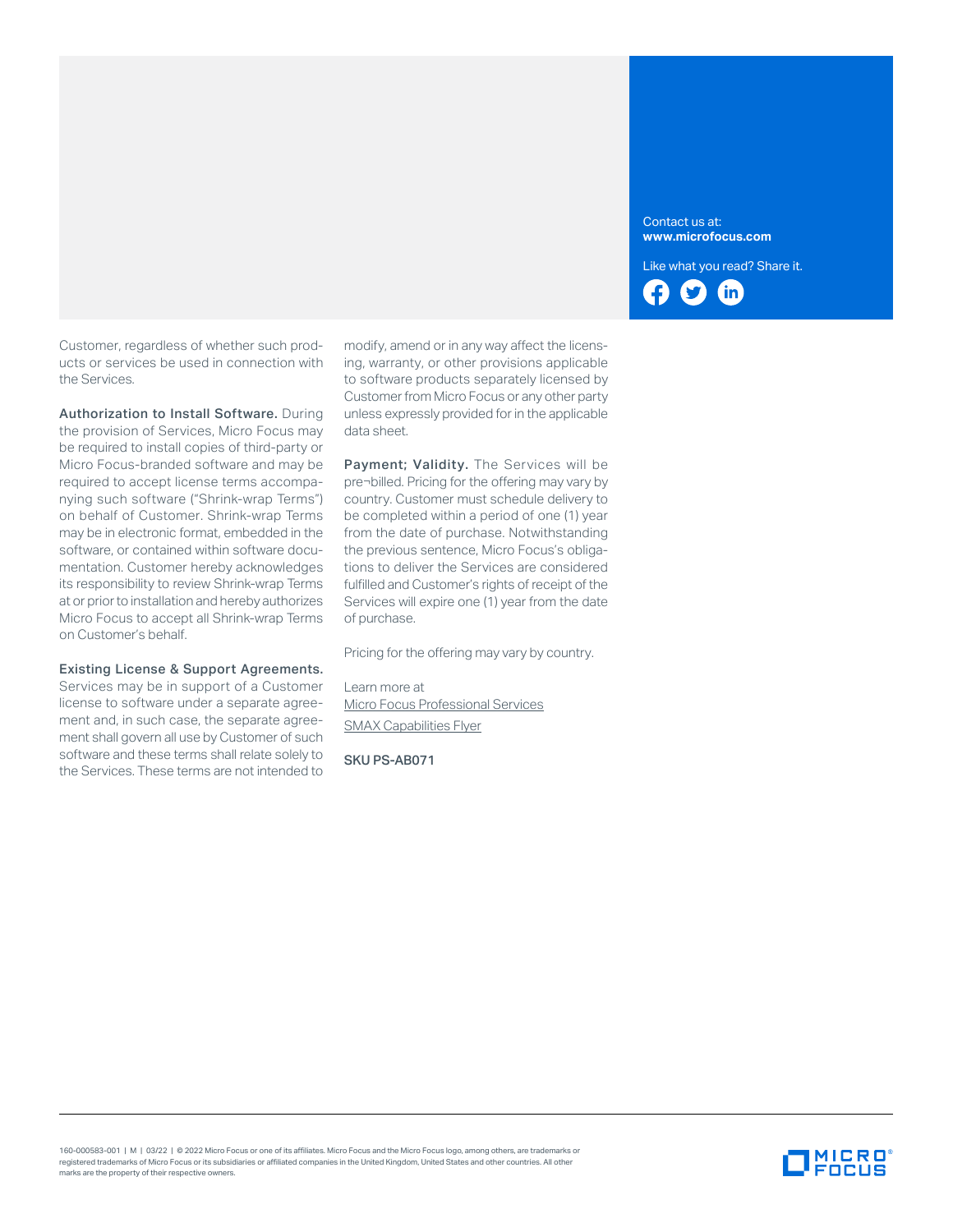Contact us at:
**www.microfocus.com**

Like what you read? Share it.

Customer, regardless of whether such products or services be used in connection with the Services.

**Authorization to Install Software.** During the provision of Services, Micro Focus may be required to install copies of third-party or Micro Focus-branded software and may be required to accept license terms accompanying such software ("Shrink-wrap Terms") on behalf of Customer. Shrink-wrap Terms may be in electronic format, embedded in the software, or contained within software documentation. Customer hereby acknowledges its responsibility to review Shrink-wrap Terms at or prior to installation and hereby authorizes Micro Focus to accept all Shrink-wrap Terms on Customer's behalf.

**Existing License & Support Agreements.** Services may be in support of a Customer license to software under a separate agreement and, in such case, the separate agreement shall govern all use by Customer of such software and these terms shall relate solely to the Services. These terms are not intended to modify, amend or in any way affect the licensing, warranty, or other provisions applicable to software products separately licensed by Customer from Micro Focus or any other party unless expressly provided for in the applicable data sheet.

**Payment; Validity.** The Services will be pre¬billed. Pricing for the offering may vary by country. Customer must schedule delivery to be completed within a period of one (1) year from the date of purchase. Notwithstanding the previous sentence, Micro Focus's obligations to deliver the Services are considered fulfilled and Customer's rights of receipt of the Services will expire one (1) year from the date of purchase.

Pricing for the offering may vary by country.

Learn more at
Micro Focus Professional Services
SMAX Capabilities Flyer

**SKU PS-AB071**

160-000583-001 | M | 03/22 | © 2022 Micro Focus or one of its affiliates. Micro Focus and the Micro Focus logo, among others, are trademarks or registered trademarks of Micro Focus or its subsidiaries or affiliated companies in the United Kingdom, United States and other countries. All other marks are the property of their respective owners.